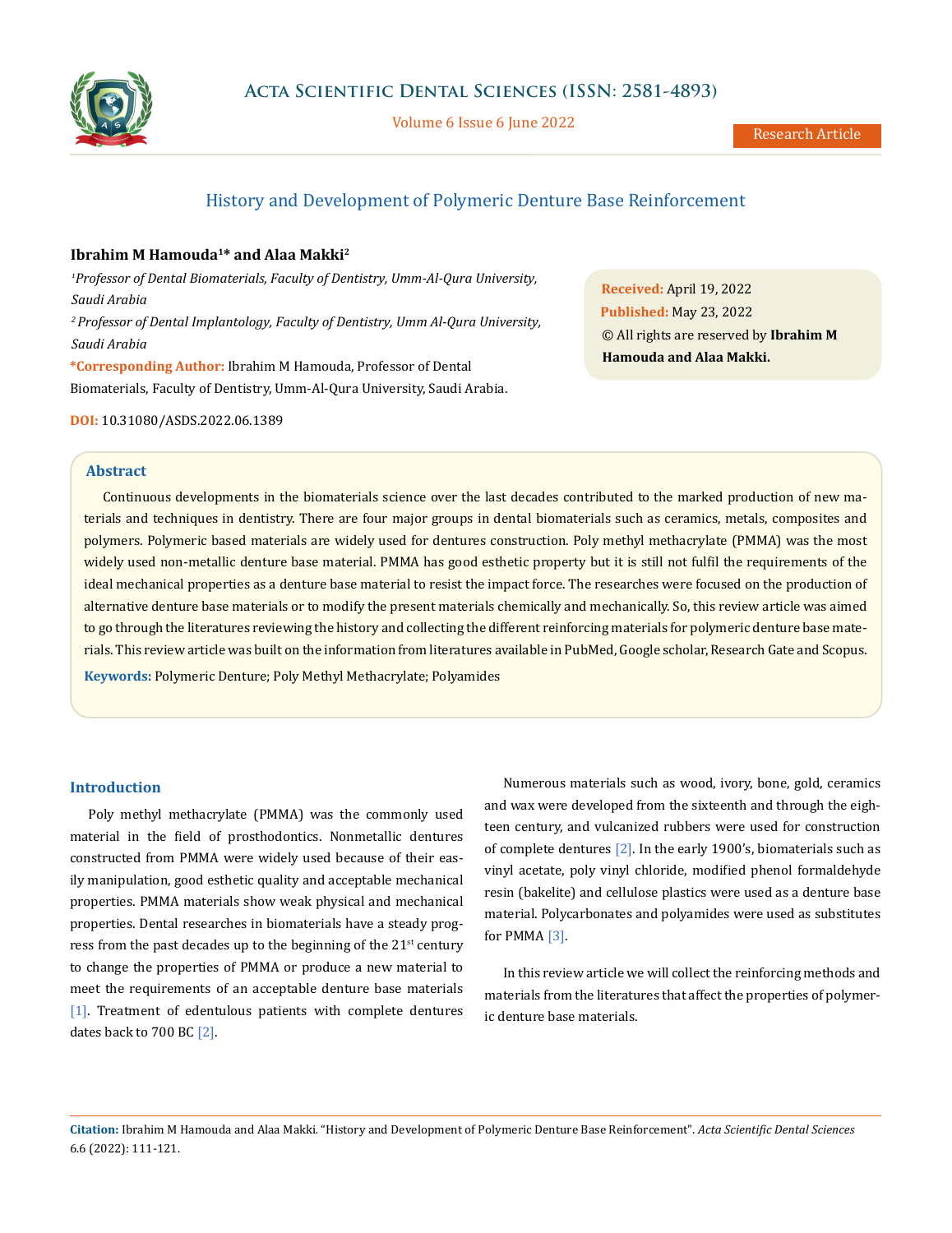# History and Development of Polymeric Denture Base Reinforcement

**Ibrahim M Hamouda[1]* and Alaa Makki[2]**

*[1]Professor of Dental Biomaterials, Faculty of Dentistry, Umm-Al-Qura University, Saudi Arabia*

*[2] Professor of Dental Implantology, Faculty of Dentistry, Umm Al-Qura University, Saudi Arabia*

***Corresponding Author:** Ibrahim M Hamouda, Professor of Dental Biomaterials, Faculty of Dentistry, Umm-Al-Qura University, Saudi Arabia.

**DOI:** 10.31080/ASDS.2022.06.1389

**Received:** April 19, 2022
**Published:** May 23, 2022
© All rights are reserved by **Ibrahim M Hamouda and Alaa Makki.**

## Abstract

Continuous developments in the biomaterials science over the last decades contributed to the marked production of new materials and techniques in dentistry. There are four major groups in dental biomaterials such as ceramics, metals, composites and polymers. Polymeric based materials are widely used for dentures construction. Poly methyl methacrylate (PMMA) was the most widely used non-metallic denture base material. PMMA has good esthetic property but it is still not fulfil the requirements of the ideal mechanical properties as a denture base material to resist the impact force. The researches were focused on the production of alternative denture base materials or to modify the present materials chemically and mechanically. So, this review article was aimed to go through the literatures reviewing the history and collecting the different reinforcing materials for polymeric denture base materials. This review article was built on the information from literatures available in PubMed, Google scholar, Research Gate and Scopus.

**Keywords:** Polymeric Denture; Poly Methyl Methacrylate; Polyamides

## Introduction

Poly methyl methacrylate (PMMA) was the commonly used material in the field of prosthodontics. Nonmetallic dentures constructed from PMMA were widely used because of their easily manipulation, good esthetic quality and acceptable mechanical properties. PMMA materials show weak physical and mechanical properties. Dental researches in biomaterials have a steady progress from the past decades up to the beginning of the 21st century to change the properties of PMMA or produce a new material to meet the requirements of an acceptable denture base materials [1]. Treatment of edentulous patients with complete dentures dates back to 700 BC [2].

Numerous materials such as wood, ivory, bone, gold, ceramics and wax were developed from the sixteenth and through the eighteen century, and vulcanized rubbers were used for construction of complete dentures [2]. In the early 1900's, biomaterials such as vinyl acetate, poly vinyl chloride, modified phenol formaldehyde resin (bakelite) and cellulose plastics were used as a denture base material. Polycarbonates and polyamides were used as substitutes for PMMA [3].

In this review article we will collect the reinforcing methods and materials from the literatures that affect the properties of polymeric denture base materials.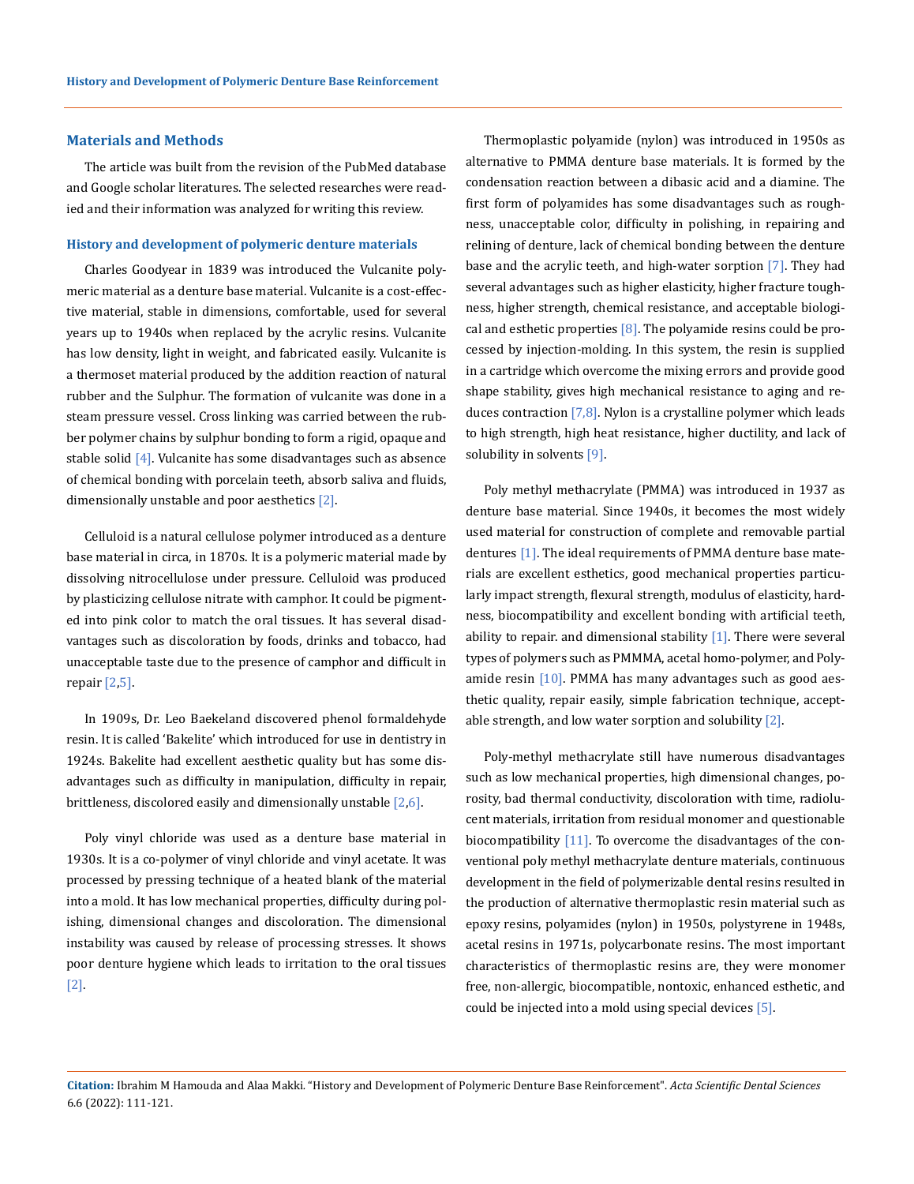## Materials and Methods

The article was built from the revision of the PubMed database and Google scholar literatures. The selected researches were readied and their information was analyzed for writing this review.

### History and development of polymeric denture materials

Charles Goodyear in 1839 was introduced the Vulcanite polymeric material as a denture base material. Vulcanite is a cost-effective material, stable in dimensions, comfortable, used for several years up to 1940s when replaced by the acrylic resins. Vulcanite has low density, light in weight, and fabricated easily. Vulcanite is a thermoset material produced by the addition reaction of natural rubber and the Sulphur. The formation of vulcanite was done in a steam pressure vessel. Cross linking was carried between the rubber polymer chains by sulphur bonding to form a rigid, opaque and stable solid [4]. Vulcanite has some disadvantages such as absence of chemical bonding with porcelain teeth, absorb saliva and fluids, dimensionally unstable and poor aesthetics [2].

Celluloid is a natural cellulose polymer introduced as a denture base material in circa, in 1870s. It is a polymeric material made by dissolving nitrocellulose under pressure. Celluloid was produced by plasticizing cellulose nitrate with camphor. It could be pigmented into pink color to match the oral tissues. It has several disadvantages such as discoloration by foods, drinks and tobacco, had unacceptable taste due to the presence of camphor and difficult in repair [2,5].

In 1909s, Dr. Leo Baekeland discovered phenol formaldehyde resin. It is called 'Bakelite' which introduced for use in dentistry in 1924s. Bakelite had excellent aesthetic quality but has some disadvantages such as difficulty in manipulation, difficulty in repair, brittleness, discolored easily and dimensionally unstable [2,6].

Poly vinyl chloride was used as a denture base material in 1930s. It is a co-polymer of vinyl chloride and vinyl acetate. It was processed by pressing technique of a heated blank of the material into a mold. It has low mechanical properties, difficulty during polishing, dimensional changes and discoloration. The dimensional instability was caused by release of processing stresses. It shows poor denture hygiene which leads to irritation to the oral tissues [2].

Thermoplastic polyamide (nylon) was introduced in 1950s as alternative to PMMA denture base materials. It is formed by the condensation reaction between a dibasic acid and a diamine. The first form of polyamides has some disadvantages such as roughness, unacceptable color, difficulty in polishing, in repairing and relining of denture, lack of chemical bonding between the denture base and the acrylic teeth, and high-water sorption [7]. They had several advantages such as higher elasticity, higher fracture toughness, higher strength, chemical resistance, and acceptable biological and esthetic properties [8]. The polyamide resins could be processed by injection-molding. In this system, the resin is supplied in a cartridge which overcome the mixing errors and provide good shape stability, gives high mechanical resistance to aging and reduces contraction [7,8]. Nylon is a crystalline polymer which leads to high strength, high heat resistance, higher ductility, and lack of solubility in solvents [9].

Poly methyl methacrylate (PMMA) was introduced in 1937 as denture base material. Since 1940s, it becomes the most widely used material for construction of complete and removable partial dentures [1]. The ideal requirements of PMMA denture base materials are excellent esthetics, good mechanical properties particularly impact strength, flexural strength, modulus of elasticity, hardness, biocompatibility and excellent bonding with artificial teeth, ability to repair. and dimensional stability [1]. There were several types of polymers such as PMMMA, acetal homo-polymer, and Polyamide resin [10]. PMMA has many advantages such as good aesthetic quality, repair easily, simple fabrication technique, acceptable strength, and low water sorption and solubility [2].

Poly-methyl methacrylate still have numerous disadvantages such as low mechanical properties, high dimensional changes, porosity, bad thermal conductivity, discoloration with time, radiolucent materials, irritation from residual monomer and questionable biocompatibility [11]. To overcome the disadvantages of the conventional poly methyl methacrylate denture materials, continuous development in the field of polymerizable dental resins resulted in the production of alternative thermoplastic resin material such as epoxy resins, polyamides (nylon) in 1950s, polystyrene in 1948s, acetal resins in 1971s, polycarbonate resins. The most important characteristics of thermoplastic resins are, they were monomer free, non-allergic, biocompatible, nontoxic, enhanced esthetic, and could be injected into a mold using special devices [5].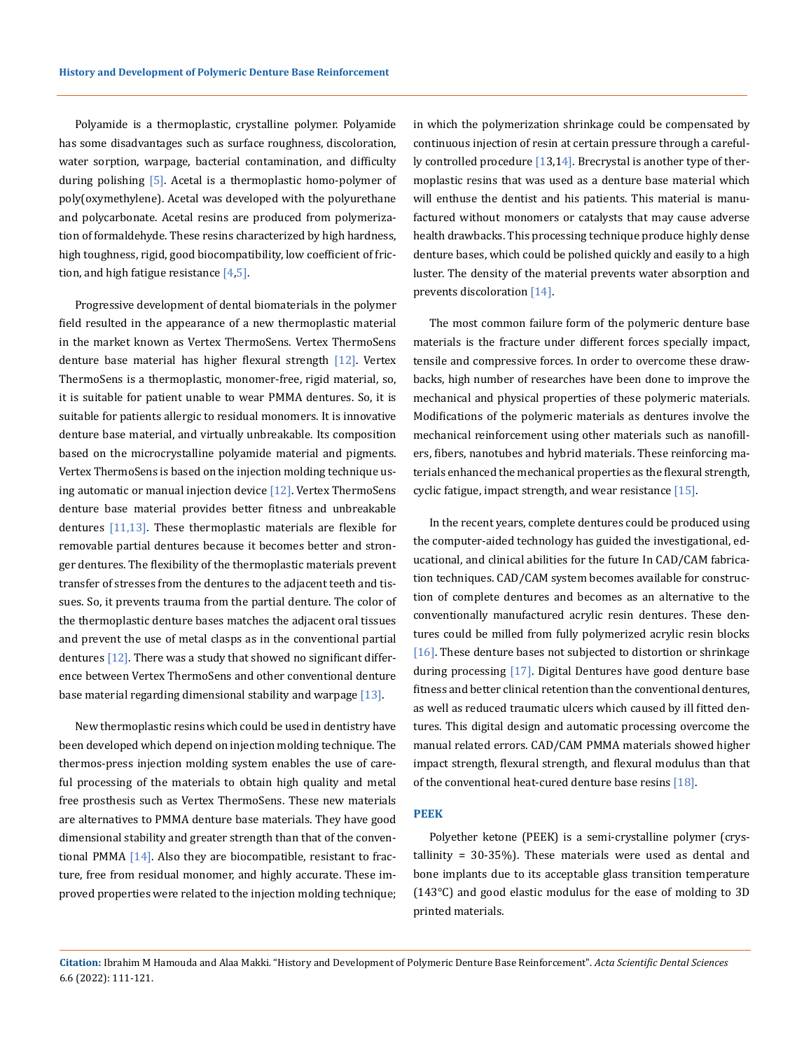Polyamide is a thermoplastic, crystalline polymer. Polyamide has some disadvantages such as surface roughness, discoloration, water sorption, warpage, bacterial contamination, and difficulty during polishing [5]. Acetal is a thermoplastic homo-polymer of poly(oxymethylene). Acetal was developed with the polyurethane and polycarbonate. Acetal resins are produced from polymerization of formaldehyde. These resins characterized by high hardness, high toughness, rigid, good biocompatibility, low coefficient of friction, and high fatigue resistance [4,5].

Progressive development of dental biomaterials in the polymer field resulted in the appearance of a new thermoplastic material in the market known as Vertex ThermoSens. Vertex ThermoSens denture base material has higher flexural strength [12]. Vertex ThermoSens is a thermoplastic, monomer-free, rigid material, so, it is suitable for patient unable to wear PMMA dentures. So, it is suitable for patients allergic to residual monomers. It is innovative denture base material, and virtually unbreakable. Its composition based on the microcrystalline polyamide material and pigments. Vertex ThermoSens is based on the injection molding technique using automatic or manual injection device [12]. Vertex ThermoSens denture base material provides better fitness and unbreakable dentures [11,13]. These thermoplastic materials are flexible for removable partial dentures because it becomes better and stronger dentures. The flexibility of the thermoplastic materials prevent transfer of stresses from the dentures to the adjacent teeth and tissues. So, it prevents trauma from the partial denture. The color of the thermoplastic denture bases matches the adjacent oral tissues and prevent the use of metal clasps as in the conventional partial dentures [12]. There was a study that showed no significant difference between Vertex ThermoSens and other conventional denture base material regarding dimensional stability and warpage [13].

New thermoplastic resins which could be used in dentistry have been developed which depend on injection molding technique. The thermos-press injection molding system enables the use of careful processing of the materials to obtain high quality and metal free prosthesis such as Vertex ThermoSens. These new materials are alternatives to PMMA denture base materials. They have good dimensional stability and greater strength than that of the conventional PMMA [14]. Also they are biocompatible, resistant to fracture, free from residual monomer, and highly accurate. These improved properties were related to the injection molding technique; in which the polymerization shrinkage could be compensated by continuous injection of resin at certain pressure through a carefully controlled procedure [13,14]. Brecrystal is another type of thermoplastic resins that was used as a denture base material which will enthuse the dentist and his patients. This material is manufactured without monomers or catalysts that may cause adverse health drawbacks. This processing technique produce highly dense denture bases, which could be polished quickly and easily to a high luster. The density of the material prevents water absorption and prevents discoloration [14].

The most common failure form of the polymeric denture base materials is the fracture under different forces specially impact, tensile and compressive forces. In order to overcome these drawbacks, high number of researches have been done to improve the mechanical and physical properties of these polymeric materials. Modifications of the polymeric materials as dentures involve the mechanical reinforcement using other materials such as nanofillers, fibers, nanotubes and hybrid materials. These reinforcing materials enhanced the mechanical properties as the flexural strength, cyclic fatigue, impact strength, and wear resistance [15].

In the recent years, complete dentures could be produced using the computer-aided technology has guided the investigational, educational, and clinical abilities for the future In CAD/CAM fabrication techniques. CAD/CAM system becomes available for construction of complete dentures and becomes as an alternative to the conventionally manufactured acrylic resin dentures. These dentures could be milled from fully polymerized acrylic resin blocks [16]. These denture bases not subjected to distortion or shrinkage during processing [17]. Digital Dentures have good denture base fitness and better clinical retention than the conventional dentures, as well as reduced traumatic ulcers which caused by ill fitted dentures. This digital design and automatic processing overcome the manual related errors. CAD/CAM PMMA materials showed higher impact strength, flexural strength, and flexural modulus than that of the conventional heat-cured denture base resins [18].

### PEEK

Polyether ketone (PEEK) is a semi-crystalline polymer (crystallinity = 30-35%). These materials were used as dental and bone implants due to its acceptable glass transition temperature (143°C) and good elastic modulus for the ease of molding to 3D printed materials.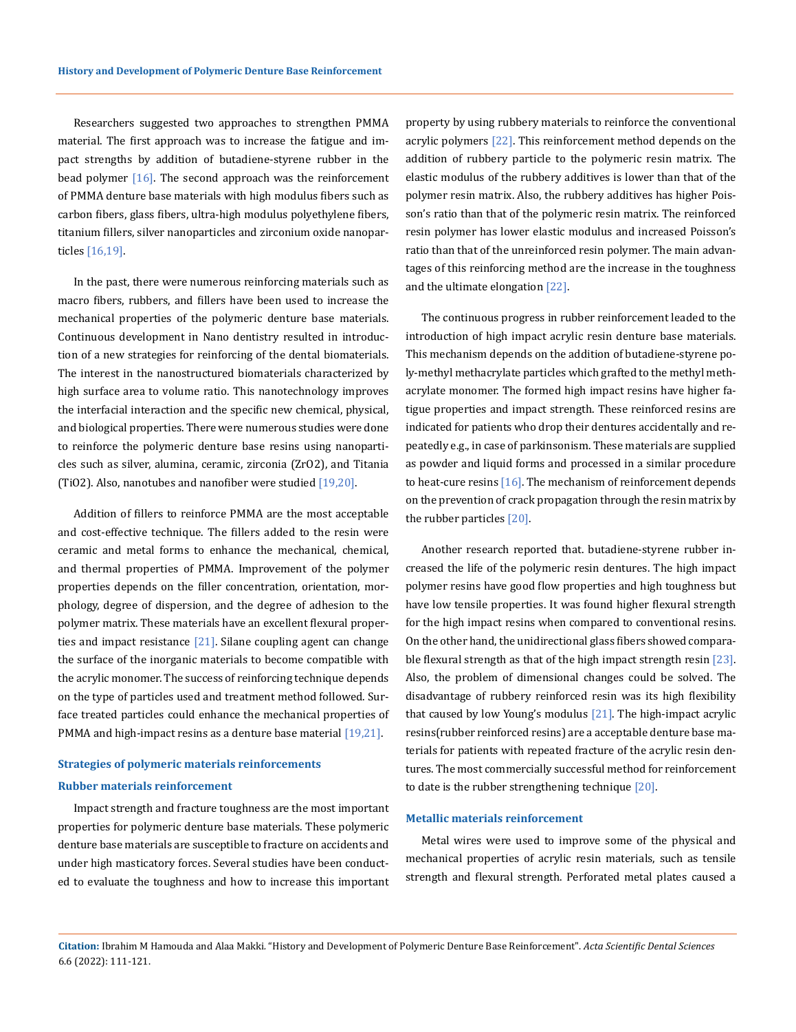Researchers suggested two approaches to strengthen PMMA material. The first approach was to increase the fatigue and impact strengths by addition of butadiene-styrene rubber in the bead polymer [16]. The second approach was the reinforcement of PMMA denture base materials with high modulus fibers such as carbon fibers, glass fibers, ultra-high modulus polyethylene fibers, titanium fillers, silver nanoparticles and zirconium oxide nanoparticles [16,19].

In the past, there were numerous reinforcing materials such as macro fibers, rubbers, and fillers have been used to increase the mechanical properties of the polymeric denture base materials. Continuous development in Nano dentistry resulted in introduction of a new strategies for reinforcing of the dental biomaterials. The interest in the nanostructured biomaterials characterized by high surface area to volume ratio. This nanotechnology improves the interfacial interaction and the specific new chemical, physical, and biological properties. There were numerous studies were done to reinforce the polymeric denture base resins using nanoparticles such as silver, alumina, ceramic, zirconia ($ZrO2$), and Titania ($TiO2$). Also, nanotubes and nanofiber were studied [19,20].

Addition of fillers to reinforce PMMA are the most acceptable and cost-effective technique. The fillers added to the resin were ceramic and metal forms to enhance the mechanical, chemical, and thermal properties of PMMA. Improvement of the polymer properties depends on the filler concentration, orientation, morphology, degree of dispersion, and the degree of adhesion to the polymer matrix. These materials have an excellent flexural properties and impact resistance [21]. Silane coupling agent can change the surface of the inorganic materials to become compatible with the acrylic monomer. The success of reinforcing technique depends on the type of particles used and treatment method followed. Surface treated particles could enhance the mechanical properties of PMMA and high-impact resins as a denture base material [19,21].

## Strategies of polymeric materials reinforcements

### Rubber materials reinforcement

Impact strength and fracture toughness are the most important properties for polymeric denture base materials. These polymeric denture base materials are susceptible to fracture on accidents and under high masticatory forces. Several studies have been conducted to evaluate the toughness and how to increase this important property by using rubbery materials to reinforce the conventional acrylic polymers [22]. This reinforcement method depends on the addition of rubbery particle to the polymeric resin matrix. The elastic modulus of the rubbery additives is lower than that of the polymer resin matrix. Also, the rubbery additives has higher Poisson's ratio than that of the polymeric resin matrix. The reinforced resin polymer has lower elastic modulus and increased Poisson's ratio than that of the unreinforced resin polymer. The main advantages of this reinforcing method are the increase in the toughness and the ultimate elongation [22].

The continuous progress in rubber reinforcement leaded to the introduction of high impact acrylic resin denture base materials. This mechanism depends on the addition of butadiene-styrene poly-methyl methacrylate particles which grafted to the methyl methacrylate monomer. The formed high impact resins have higher fatigue properties and impact strength. These reinforced resins are indicated for patients who drop their dentures accidentally and repeatedly e.g., in case of parkinsonism. These materials are supplied as powder and liquid forms and processed in a similar procedure to heat-cure resins [16]. The mechanism of reinforcement depends on the prevention of crack propagation through the resin matrix by the rubber particles [20].

Another research reported that. butadiene-styrene rubber increased the life of the polymeric resin dentures. The high impact polymer resins have good flow properties and high toughness but have low tensile properties. It was found higher flexural strength for the high impact resins when compared to conventional resins. On the other hand, the unidirectional glass fibers showed comparable flexural strength as that of the high impact strength resin [23]. Also, the problem of dimensional changes could be solved. The disadvantage of rubbery reinforced resin was its high flexibility that caused by low Young's modulus [21]. The high-impact acrylic resins(rubber reinforced resins) are a acceptable denture base materials for patients with repeated fracture of the acrylic resin dentures. The most commercially successful method for reinforcement to date is the rubber strengthening technique [20].

### Metallic materials reinforcement

Metal wires were used to improve some of the physical and mechanical properties of acrylic resin materials, such as tensile strength and flexural strength. Perforated metal plates caused a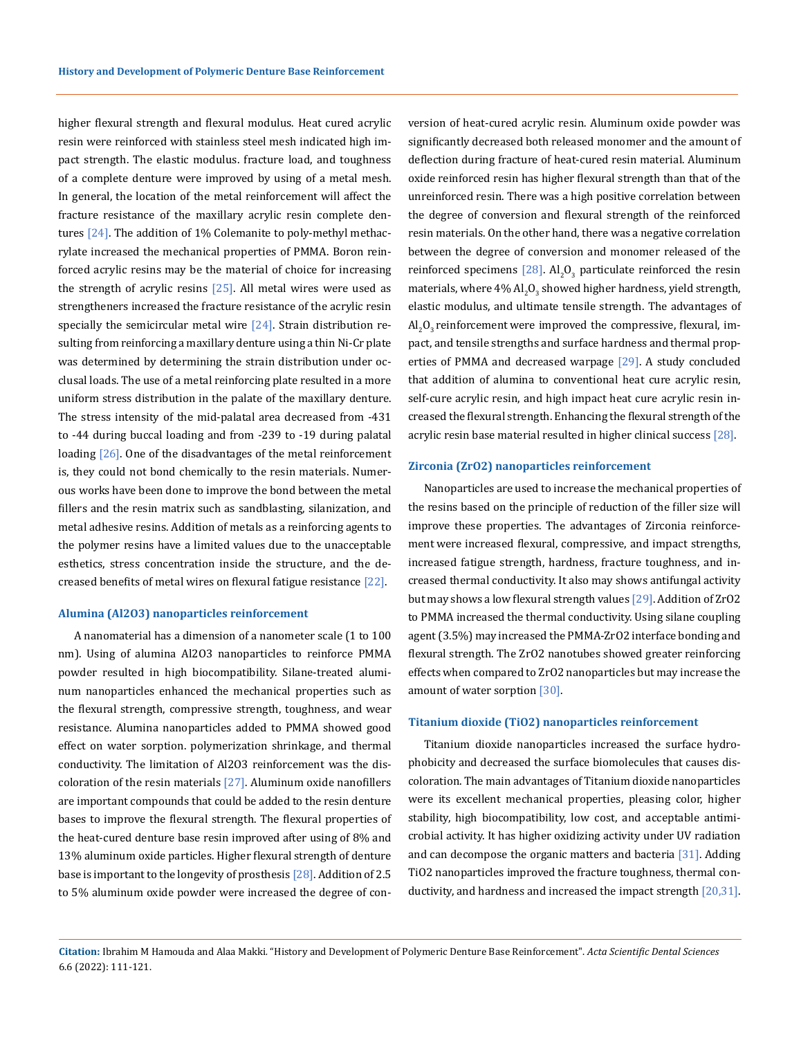higher flexural strength and flexural modulus. Heat cured acrylic resin were reinforced with stainless steel mesh indicated high impact strength. The elastic modulus. fracture load, and toughness of a complete denture were improved by using of a metal mesh. In general, the location of the metal reinforcement will affect the fracture resistance of the maxillary acrylic resin complete dentures [24]. The addition of 1% Colemanite to poly-methyl methacrylate increased the mechanical properties of PMMA. Boron reinforced acrylic resins may be the material of choice for increasing the strength of acrylic resins [25]. All metal wires were used as strengtheners increased the fracture resistance of the acrylic resin specially the semicircular metal wire [24]. Strain distribution resulting from reinforcing a maxillary denture using a thin Ni-Cr plate was determined by determining the strain distribution under occlusal loads. The use of a metal reinforcing plate resulted in a more uniform stress distribution in the palate of the maxillary denture. The stress intensity of the mid-palatal area decreased from -431 to -44 during buccal loading and from -239 to -19 during palatal loading [26]. One of the disadvantages of the metal reinforcement is, they could not bond chemically to the resin materials. Numerous works have been done to improve the bond between the metal fillers and the resin matrix such as sandblasting, silanization, and metal adhesive resins. Addition of metals as a reinforcing agents to the polymer resins have a limited values due to the unacceptable esthetics, stress concentration inside the structure, and the decreased benefits of metal wires on flexural fatigue resistance [22].

### Alumina (Al2O3) nanoparticles reinforcement

A nanomaterial has a dimension of a nanometer scale (1 to 100 nm). Using of alumina Al2O3 nanoparticles to reinforce PMMA powder resulted in high biocompatibility. Silane-treated aluminum nanoparticles enhanced the mechanical properties such as the flexural strength, compressive strength, toughness, and wear resistance. Alumina nanoparticles added to PMMA showed good effect on water sorption. polymerization shrinkage, and thermal conductivity. The limitation of Al2O3 reinforcement was the discoloration of the resin materials [27]. Aluminum oxide nanofillers are important compounds that could be added to the resin denture bases to improve the flexural strength. The flexural properties of the heat-cured denture base resin improved after using of 8% and 13% aluminum oxide particles. Higher flexural strength of denture base is important to the longevity of prosthesis [28]. Addition of 2.5 to 5% aluminum oxide powder were increased the degree of conversion of heat-cured acrylic resin. Aluminum oxide powder was significantly decreased both released monomer and the amount of deflection during fracture of heat-cured resin material. Aluminum oxide reinforced resin has higher flexural strength than that of the unreinforced resin. There was a high positive correlation between the degree of conversion and flexural strength of the reinforced resin materials. On the other hand, there was a negative correlation between the degree of conversion and monomer released of the reinforced specimens [28]. $Al_2O_3$ particulate reinforced the resin materials, where 4% $Al_2O_3$ showed higher hardness, yield strength, elastic modulus, and ultimate tensile strength. The advantages of $Al_2O_3$ reinforcement were improved the compressive, flexural, impact, and tensile strengths and surface hardness and thermal properties of PMMA and decreased warpage [29]. A study concluded that addition of alumina to conventional heat cure acrylic resin, self-cure acrylic resin, and high impact heat cure acrylic resin increased the flexural strength. Enhancing the flexural strength of the acrylic resin base material resulted in higher clinical success [28].

### Zirconia (ZrO2) nanoparticles reinforcement

Nanoparticles are used to increase the mechanical properties of the resins based on the principle of reduction of the filler size will improve these properties. The advantages of Zirconia reinforcement were increased flexural, compressive, and impact strengths, increased fatigue strength, hardness, fracture toughness, and increased thermal conductivity. It also may shows antifungal activity but may shows a low flexural strength values [29]. Addition of ZrO2 to PMMA increased the thermal conductivity. Using silane coupling agent (3.5%) may increased the PMMA-ZrO2 interface bonding and flexural strength. The ZrO2 nanotubes showed greater reinforcing effects when compared to ZrO2 nanoparticles but may increase the amount of water sorption [30].

### Titanium dioxide (TiO2) nanoparticles reinforcement

Titanium dioxide nanoparticles increased the surface hydrophobicity and decreased the surface biomolecules that causes discoloration. The main advantages of Titanium dioxide nanoparticles were its excellent mechanical properties, pleasing color, higher stability, high biocompatibility, low cost, and acceptable antimicrobial activity. It has higher oxidizing activity under UV radiation and can decompose the organic matters and bacteria [31]. Adding TiO2 nanoparticles improved the fracture toughness, thermal conductivity, and hardness and increased the impact strength [20,31].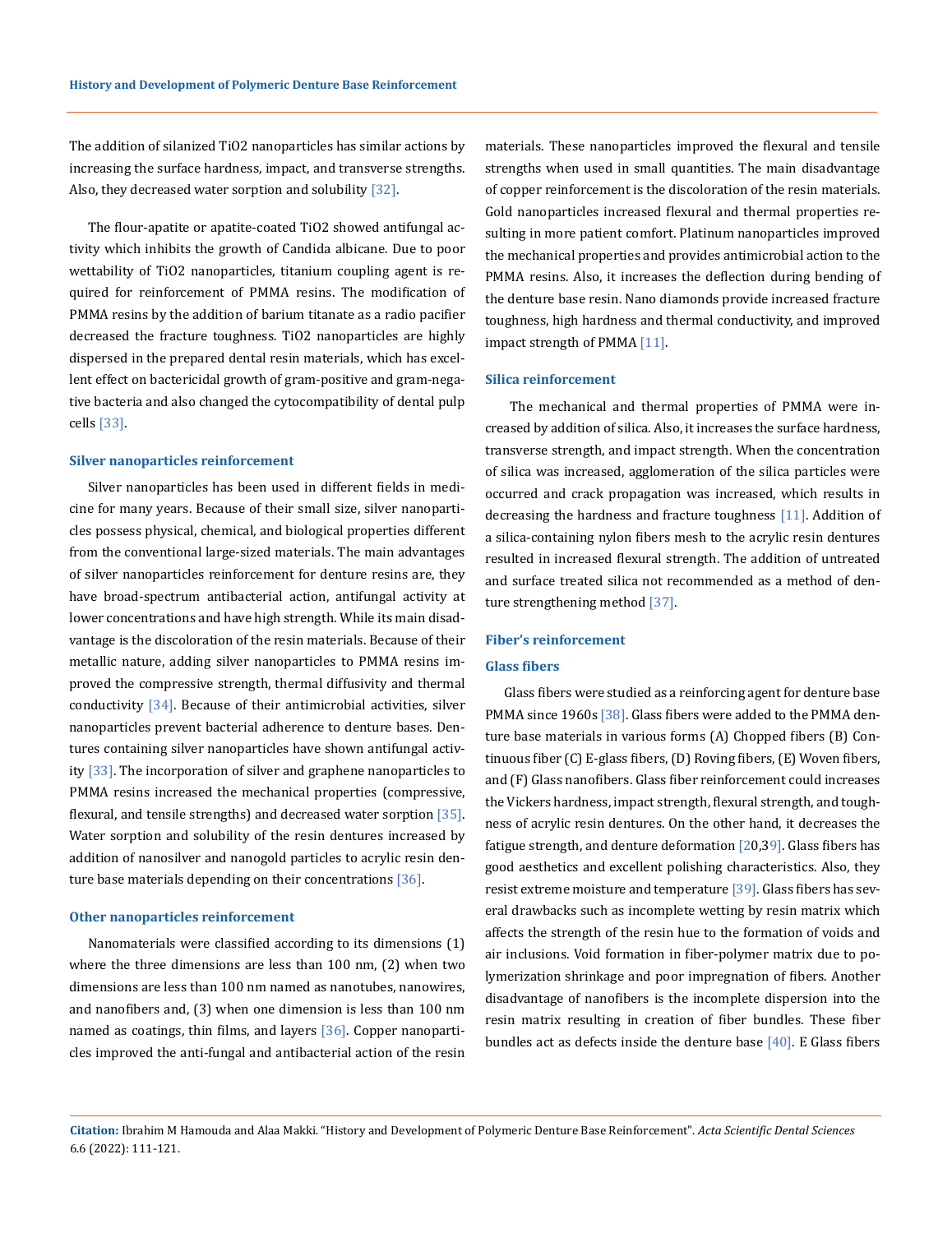The addition of silanized $TiO_2$ nanoparticles has similar actions by increasing the surface hardness, impact, and transverse strengths. Also, they decreased water sorption and solubility [32].

The flour-apatite or apatite-coated $TiO_2$ showed antifungal activity which inhibits the growth of Candida albicane. Due to poor wettability of $TiO_2$ nanoparticles, titanium coupling agent is required for reinforcement of PMMA resins. The modification of PMMA resins by the addition of barium titanate as a radio pacifier decreased the fracture toughness. $TiO_2$ nanoparticles are highly dispersed in the prepared dental resin materials, which has excellent effect on bactericidal growth of gram-positive and gram-negative bacteria and also changed the cytocompatibility of dental pulp cells [33].

### Silver nanoparticles reinforcement

Silver nanoparticles has been used in different fields in medicine for many years. Because of their small size, silver nanoparticles possess physical, chemical, and biological properties different from the conventional large-sized materials. The main advantages of silver nanoparticles reinforcement for denture resins are, they have broad-spectrum antibacterial action, antifungal activity at lower concentrations and have high strength. While its main disadvantage is the discoloration of the resin materials. Because of their metallic nature, adding silver nanoparticles to PMMA resins improved the compressive strength, thermal diffusivity and thermal conductivity [34]. Because of their antimicrobial activities, silver nanoparticles prevent bacterial adherence to denture bases. Dentures containing silver nanoparticles have shown antifungal activity [33]. The incorporation of silver and graphene nanoparticles to PMMA resins increased the mechanical properties (compressive, flexural, and tensile strengths) and decreased water sorption [35]. Water sorption and solubility of the resin dentures increased by addition of nanosilver and nanogold particles to acrylic resin denture base materials depending on their concentrations [36].

### Other nanoparticles reinforcement

Nanomaterials were classified according to its dimensions (1) where the three dimensions are less than 100 nm, (2) when two dimensions are less than 100 nm named as nanotubes, nanowires, and nanofibers and, (3) when one dimension is less than 100 nm named as coatings, thin films, and layers [36]. Copper nanoparticles improved the anti-fungal and antibacterial action of the resin materials. These nanoparticles improved the flexural and tensile strengths when used in small quantities. The main disadvantage of copper reinforcement is the discoloration of the resin materials. Gold nanoparticles increased flexural and thermal properties resulting in more patient comfort. Platinum nanoparticles improved the mechanical properties and provides antimicrobial action to the PMMA resins. Also, it increases the deflection during bending of the denture base resin. Nano diamonds provide increased fracture toughness, high hardness and thermal conductivity, and improved impact strength of PMMA [11].

### Silica reinforcement

The mechanical and thermal properties of PMMA were increased by addition of silica. Also, it increases the surface hardness, transverse strength, and impact strength. When the concentration of silica was increased, agglomeration of the silica particles were occurred and crack propagation was increased, which results in decreasing the hardness and fracture toughness [11]. Addition of a silica-containing nylon fibers mesh to the acrylic resin dentures resulted in increased flexural strength. The addition of untreated and surface treated silica not recommended as a method of denture strengthening method [37].

### Fiber's reinforcement

### Glass fibers

Glass fibers were studied as a reinforcing agent for denture base PMMA since 1960s [38]. Glass fibers were added to the PMMA denture base materials in various forms (A) Chopped fibers (B) Continuous fiber (C) E-glass fibers, (D) Roving fibers, (E) Woven fibers, and (F) Glass nanofibers. Glass fiber reinforcement could increases the Vickers hardness, impact strength, flexural strength, and toughness of acrylic resin dentures. On the other hand, it decreases the fatigue strength, and denture deformation [20,39]. Glass fibers has good aesthetics and excellent polishing characteristics. Also, they resist extreme moisture and temperature [39]. Glass fibers has several drawbacks such as incomplete wetting by resin matrix which affects the strength of the resin hue to the formation of voids and air inclusions. Void formation in fiber-polymer matrix due to polymerization shrinkage and poor impregnation of fibers. Another disadvantage of nanofibers is the incomplete dispersion into the resin matrix resulting in creation of fiber bundles. These fiber bundles act as defects inside the denture base [40]. E Glass fibers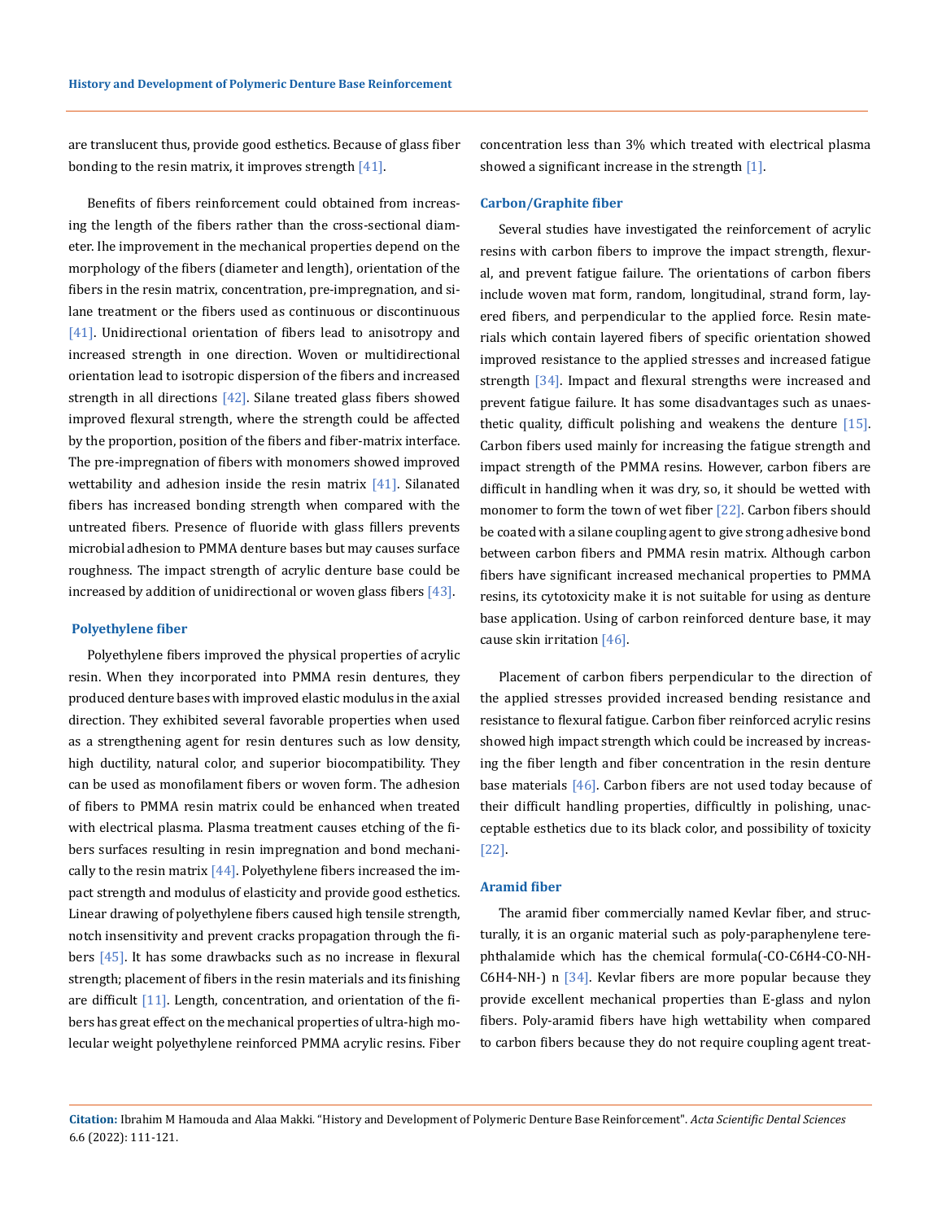are translucent thus, provide good esthetics. Because of glass fiber bonding to the resin matrix, it improves strength [41].

Benefits of fibers reinforcement could obtained from increasing the length of the fibers rather than the cross-sectional diameter. Ihe improvement in the mechanical properties depend on the morphology of the fibers (diameter and length), orientation of the fibers in the resin matrix, concentration, pre-impregnation, and silane treatment or the fibers used as continuous or discontinuous [41]. Unidirectional orientation of fibers lead to anisotropy and increased strength in one direction. Woven or multidirectional orientation lead to isotropic dispersion of the fibers and increased strength in all directions [42]. Silane treated glass fibers showed improved flexural strength, where the strength could be affected by the proportion, position of the fibers and fiber-matrix interface. The pre-impregnation of fibers with monomers showed improved wettability and adhesion inside the resin matrix [41]. Silanated fibers has increased bonding strength when compared with the untreated fibers. Presence of fluoride with glass fillers prevents microbial adhesion to PMMA denture bases but may causes surface roughness. The impact strength of acrylic denture base could be increased by addition of unidirectional or woven glass fibers [43].

### Polyethylene fiber

Polyethylene fibers improved the physical properties of acrylic resin. When they incorporated into PMMA resin dentures, they produced denture bases with improved elastic modulus in the axial direction. They exhibited several favorable properties when used as a strengthening agent for resin dentures such as low density, high ductility, natural color, and superior biocompatibility. They can be used as monofilament fibers or woven form. The adhesion of fibers to PMMA resin matrix could be enhanced when treated with electrical plasma. Plasma treatment causes etching of the fibers surfaces resulting in resin impregnation and bond mechanically to the resin matrix [44]. Polyethylene fibers increased the impact strength and modulus of elasticity and provide good esthetics. Linear drawing of polyethylene fibers caused high tensile strength, notch insensitivity and prevent cracks propagation through the fibers [45]. It has some drawbacks such as no increase in flexural strength; placement of fibers in the resin materials and its finishing are difficult [11]. Length, concentration, and orientation of the fibers has great effect on the mechanical properties of ultra-high molecular weight polyethylene reinforced PMMA acrylic resins. Fiber concentration less than 3% which treated with electrical plasma showed a significant increase in the strength [1].

### Carbon/Graphite fiber

Several studies have investigated the reinforcement of acrylic resins with carbon fibers to improve the impact strength, flexural, and prevent fatigue failure. The orientations of carbon fibers include woven mat form, random, longitudinal, strand form, layered fibers, and perpendicular to the applied force. Resin materials which contain layered fibers of specific orientation showed improved resistance to the applied stresses and increased fatigue strength [34]. Impact and flexural strengths were increased and prevent fatigue failure. It has some disadvantages such as unaesthetic quality, difficult polishing and weakens the denture [15]. Carbon fibers used mainly for increasing the fatigue strength and impact strength of the PMMA resins. However, carbon fibers are difficult in handling when it was dry, so, it should be wetted with monomer to form the town of wet fiber [22]. Carbon fibers should be coated with a silane coupling agent to give strong adhesive bond between carbon fibers and PMMA resin matrix. Although carbon fibers have significant increased mechanical properties to PMMA resins, its cytotoxicity make it is not suitable for using as denture base application. Using of carbon reinforced denture base, it may cause skin irritation [46].

Placement of carbon fibers perpendicular to the direction of the applied stresses provided increased bending resistance and resistance to flexural fatigue. Carbon fiber reinforced acrylic resins showed high impact strength which could be increased by increasing the fiber length and fiber concentration in the resin denture base materials [46]. Carbon fibers are not used today because of their difficult handling properties, difficultly in polishing, unacceptable esthetics due to its black color, and possibility of toxicity [22].

### Aramid fiber

The aramid fiber commercially named Kevlar fiber, and structurally, it is an organic material such as poly-paraphenylene terephthalamide which has the chemical formula(-CO-C6H4-CO-NH-C6H4-NH-) n [34]. Kevlar fibers are more popular because they provide excellent mechanical properties than E-glass and nylon fibers. Poly-aramid fibers have high wettability when compared to carbon fibers because they do not require coupling agent treat-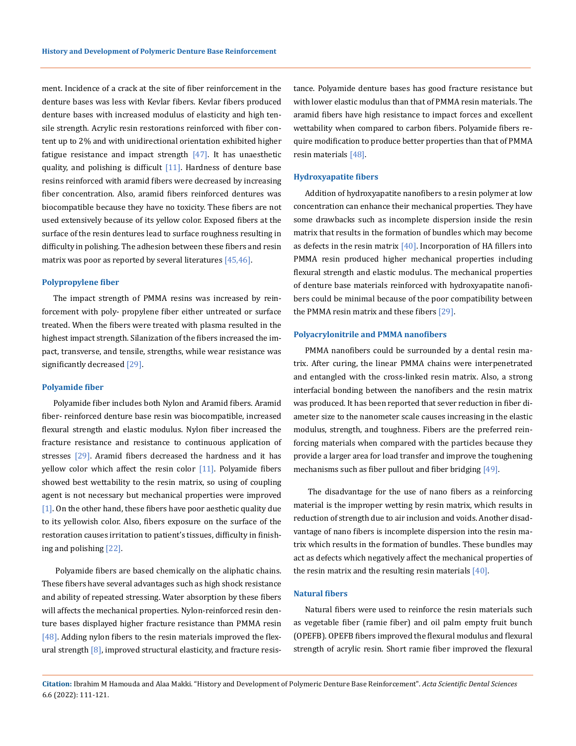ment. Incidence of a crack at the site of fiber reinforcement in the denture bases was less with Kevlar fibers. Kevlar fibers produced denture bases with increased modulus of elasticity and high tensile strength. Acrylic resin restorations reinforced with fiber content up to 2% and with unidirectional orientation exhibited higher fatigue resistance and impact strength [47]. It has unaesthetic quality, and polishing is difficult [11]. Hardness of denture base resins reinforced with aramid fibers were decreased by increasing fiber concentration. Also, aramid fibers reinforced dentures was biocompatible because they have no toxicity. These fibers are not used extensively because of its yellow color. Exposed fibers at the surface of the resin dentures lead to surface roughness resulting in difficulty in polishing. The adhesion between these fibers and resin matrix was poor as reported by several literatures [45,46].

### Polypropylene fiber

The impact strength of PMMA resins was increased by reinforcement with poly- propylene fiber either untreated or surface treated. When the fibers were treated with plasma resulted in the highest impact strength. Silanization of the fibers increased the impact, transverse, and tensile, strengths, while wear resistance was significantly decreased [29].

### Polyamide fiber

Polyamide fiber includes both Nylon and Aramid fibers. Aramid fiber- reinforced denture base resin was biocompatible, increased flexural strength and elastic modulus. Nylon fiber increased the fracture resistance and resistance to continuous application of stresses [29]. Aramid fibers decreased the hardness and it has yellow color which affect the resin color [11]. Polyamide fibers showed best wettability to the resin matrix, so using of coupling agent is not necessary but mechanical properties were improved [1]. On the other hand, these fibers have poor aesthetic quality due to its yellowish color. Also, fibers exposure on the surface of the restoration causes irritation to patient's tissues, difficulty in finishing and polishing [22].

Polyamide fibers are based chemically on the aliphatic chains. These fibers have several advantages such as high shock resistance and ability of repeated stressing. Water absorption by these fibers will affects the mechanical properties. Nylon-reinforced resin denture bases displayed higher fracture resistance than PMMA resin [48]. Adding nylon fibers to the resin materials improved the flexural strength [8], improved structural elasticity, and fracture resistance. Polyamide denture bases has good fracture resistance but with lower elastic modulus than that of PMMA resin materials. The aramid fibers have high resistance to impact forces and excellent wettability when compared to carbon fibers. Polyamide fibers require modification to produce better properties than that of PMMA resin materials [48].

### Hydroxyapatite fibers

Addition of hydroxyapatite nanofibers to a resin polymer at low concentration can enhance their mechanical properties. They have some drawbacks such as incomplete dispersion inside the resin matrix that results in the formation of bundles which may become as defects in the resin matrix [40]. Incorporation of HA fillers into PMMA resin produced higher mechanical properties including flexural strength and elastic modulus. The mechanical properties of denture base materials reinforced with hydroxyapatite nanofibers could be minimal because of the poor compatibility between the PMMA resin matrix and these fibers [29].

### Polyacrylonitrile and PMMA nanofibers

PMMA nanofibers could be surrounded by a dental resin matrix. After curing, the linear PMMA chains were interpenetrated and entangled with the cross-linked resin matrix. Also, a strong interfacial bonding between the nanofibers and the resin matrix was produced. It has been reported that sever reduction in fiber diameter size to the nanometer scale causes increasing in the elastic modulus, strength, and toughness. Fibers are the preferred reinforcing materials when compared with the particles because they provide a larger area for load transfer and improve the toughening mechanisms such as fiber pullout and fiber bridging [49].

The disadvantage for the use of nano fibers as a reinforcing material is the improper wetting by resin matrix, which results in reduction of strength due to air inclusion and voids. Another disadvantage of nano fibers is incomplete dispersion into the resin matrix which results in the formation of bundles. These bundles may act as defects which negatively affect the mechanical properties of the resin matrix and the resulting resin materials [40].

### Natural fibers

Natural fibers were used to reinforce the resin materials such as vegetable fiber (ramie fiber) and oil palm empty fruit bunch (OPEFB). OPEFB fibers improved the flexural modulus and flexural strength of acrylic resin. Short ramie fiber improved the flexural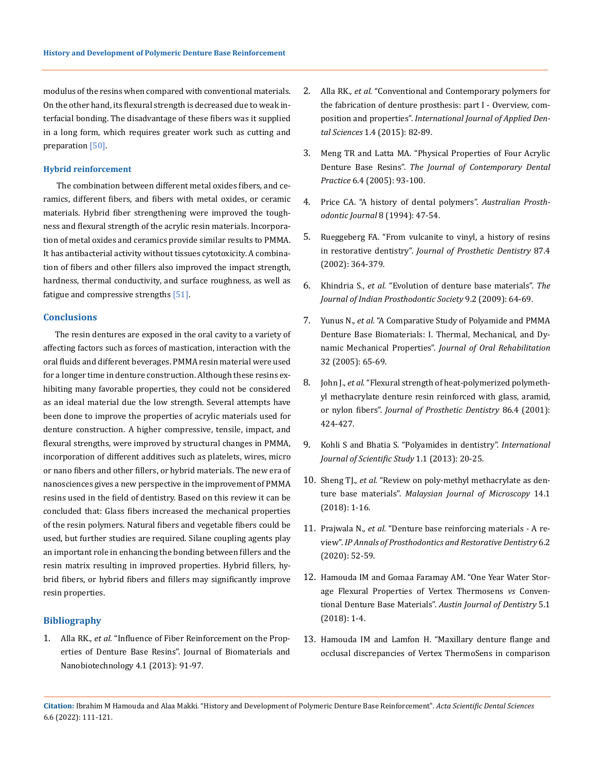modulus of the resins when compared with conventional materials. On the other hand, its flexural strength is decreased due to weak interfacial bonding. The disadvantage of these fibers was it supplied in a long form, which requires greater work such as cutting and preparation [50].

### Hybrid reinforcement

The combination between different metal oxides fibers, and ceramics, different fibers, and fibers with metal oxides, or ceramic materials. Hybrid fiber strengthening were improved the toughness and flexural strength of the acrylic resin materials. Incorporation of metal oxides and ceramics provide similar results to PMMA. It has antibacterial activity without tissues cytotoxicity. A combination of fibers and other fillers also improved the impact strength, hardness, thermal conductivity, and surface roughness, as well as fatigue and compressive strengths [51].

## Conclusions

The resin dentures are exposed in the oral cavity to a variety of affecting factors such as forces of mastication, interaction with the oral fluids and different beverages. PMMA resin material were used for a longer time in denture construction. Although these resins exhibiting many favorable properties, they could not be considered as an ideal material due the low strength. Several attempts have been done to improve the properties of acrylic materials used for denture construction. A higher compressive, tensile, impact, and flexural strengths, were improved by structural changes in PMMA, incorporation of different additives such as platelets, wires, micro or nano fibers and other fillers, or hybrid materials. The new era of nanosciences gives a new perspective in the improvement of PMMA resins used in the field of dentistry. Based on this review it can be concluded that: Glass fibers increased the mechanical properties of the resin polymers. Natural fibers and vegetable fibers could be used, but further studies are required. Silane coupling agents play an important role in enhancing the bonding between fillers and the resin matrix resulting in improved properties. Hybrid fillers, hybrid fibers, or hybrid fibers and fillers may significantly improve resin properties.

## Bibliography

1. Alla RK., *et al.* "Influence of Fiber Reinforcement on the Properties of Denture Base Resins". Journal of Biomaterials and Nanobiotechnology 4.1 (2013): 91-97.
2. Alla RK., *et al.* "Conventional and Contemporary polymers for the fabrication of denture prosthesis: part I - Overview, composition and properties". *International Journal of Applied Dental Sciences* 1.4 (2015): 82-89.
3. Meng TR and Latta MA. "Physical Properties of Four Acrylic Denture Base Resins". *The Journal of Contemporary Dental Practice* 6.4 (2005): 93-100.
4. Price CA. "A history of dental polymers". *Australian Prosthodontic Journal* 8 (1994): 47-54.
5. Rueggeberg FA. "From vulcanite to vinyl, a history of resins in restorative dentistry". *Journal of Prosthetic Dentistry* 87.4 (2002): 364-379.
6. Khindria S., *et al.* "Evolution of denture base materials". *The Journal of Indian Prosthodontic Society* 9.2 (2009): 64-69.
7. Yunus N., *et al.* "A Comparative Study of Polyamide and PMMA Denture Base Biomaterials: I. Thermal, Mechanical, and Dynamic Mechanical Properties". *Journal of Oral Rehabilitation* 32 (2005): 65-69.
8. John J., *et al.* "Flexural strength of heat-polymerized polymethyl methacrylate denture resin reinforced with glass, aramid, or nylon fibers". *Journal of Prosthetic Dentistry* 86.4 (2001): 424-427.
9. Kohli S and Bhatia S. "Polyamides in dentistry". *International Journal of Scientific Study* 1.1 (2013): 20-25.
10. Sheng TJ., *et al.* "Review on poly-methyl methacrylate as denture base materials". *Malaysian Journal of Microscopy* 14.1 (2018): 1-16.
11. Prajwala N., *et al.* "Denture base reinforcing materials - A review". *IP Annals of Prosthodontics and Restorative Dentistry* 6.2 (2020): 52-59.
12. Hamouda IM and Gomaa Faramay AM. "One Year Water Storage Flexural Properties of Vertex Thermosens *vs* Conventional Denture Base Materials". *Austin Journal of Dentistry* 5.1 (2018): 1-4.
13. Hamouda IM and Lamfon H. "Maxillary denture flange and occlusal discrepancies of Vertex ThermoSens in comparison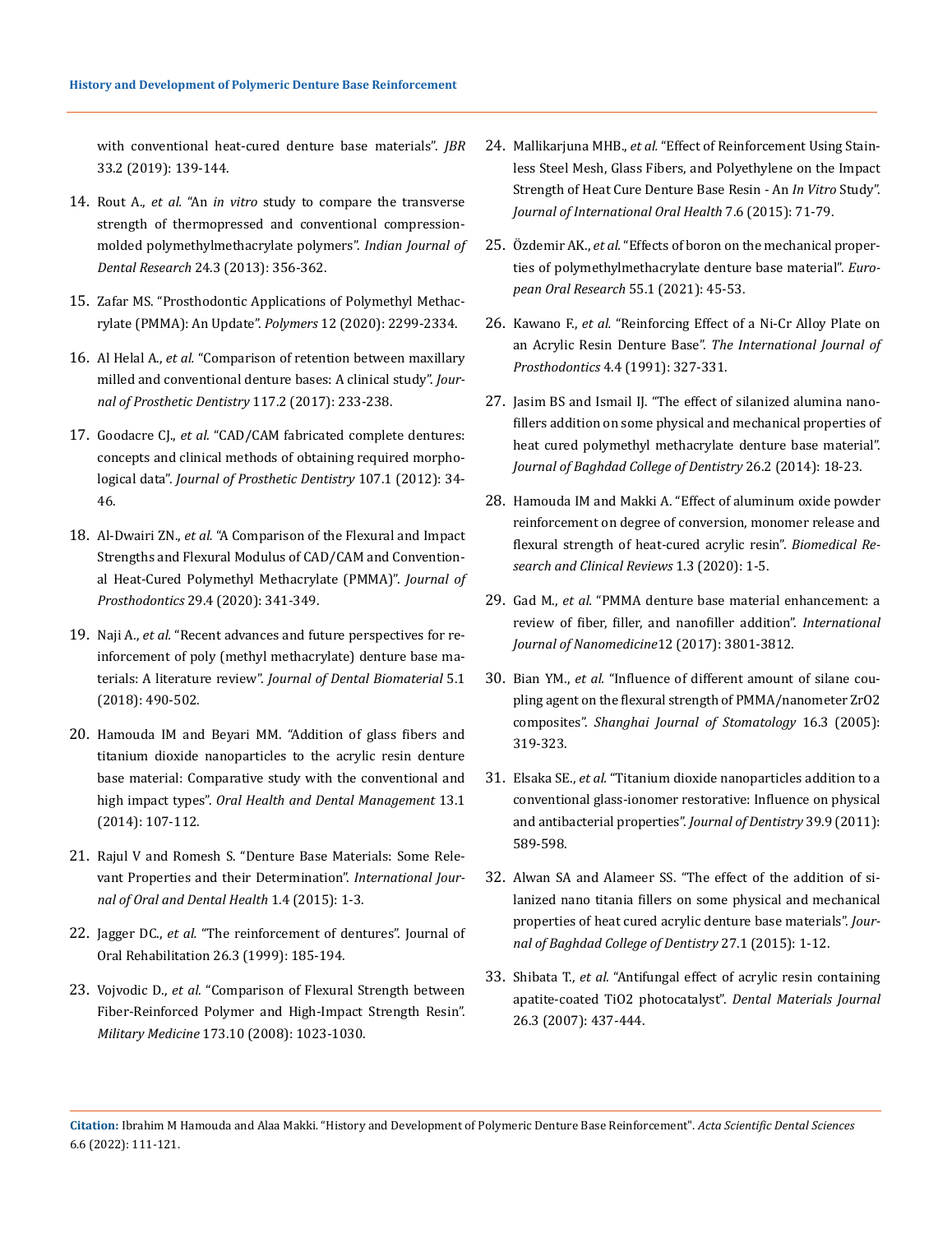with conventional heat-cured denture base materials". *JBR* 33.2 (2019): 139-144.

14. Rout A., *et al.* "An *in vitro* study to compare the transverse strength of thermopressed and conventional compression-molded polymethylmethacrylate polymers". *Indian Journal of Dental Research* 24.3 (2013): 356-362.
15. Zafar MS. "Prosthodontic Applications of Polymethyl Methacrylate (PMMA): An Update". *Polymers* 12 (2020): 2299-2334.
16. Al Helal A., *et al.* "Comparison of retention between maxillary milled and conventional denture bases: A clinical study". *Journal of Prosthetic Dentistry* 117.2 (2017): 233-238.
17. Goodacre CJ., *et al.* "CAD/CAM fabricated complete dentures: concepts and clinical methods of obtaining required morphological data". *Journal of Prosthetic Dentistry* 107.1 (2012): 34-46.
18. Al-Dwairi ZN., *et al.* "A Comparison of the Flexural and Impact Strengths and Flexural Modulus of CAD/CAM and Conventional Heat-Cured Polymethyl Methacrylate (PMMA)". *Journal of Prosthodontics* 29.4 (2020): 341-349.
19. Naji A., *et al.* "Recent advances and future perspectives for reinforcement of poly (methyl methacrylate) denture base materials: A literature review". *Journal of Dental Biomaterial* 5.1 (2018): 490-502.
20. Hamouda IM and Beyari MM. "Addition of glass fibers and titanium dioxide nanoparticles to the acrylic resin denture base material: Comparative study with the conventional and high impact types". *Oral Health and Dental Management* 13.1 (2014): 107-112.
21. Rajul V and Romesh S. "Denture Base Materials: Some Relevant Properties and their Determination". *International Journal of Oral and Dental Health* 1.4 (2015): 1-3.
22. Jagger DC., *et al.* "The reinforcement of dentures". Journal of Oral Rehabilitation 26.3 (1999): 185-194.
23. Vojvodic D., *et al.* "Comparison of Flexural Strength between Fiber-Reinforced Polymer and High-Impact Strength Resin". *Military Medicine* 173.10 (2008): 1023-1030.
24. Mallikarjuna MHB., *et al.* "Effect of Reinforcement Using Stainless Steel Mesh, Glass Fibers, and Polyethylene on the Impact Strength of Heat Cure Denture Base Resin - An *In Vitro* Study". *Journal of International Oral Health* 7.6 (2015): 71-79.
25. Özdemir AK., *et al.* "Effects of boron on the mechanical properties of polymethylmethacrylate denture base material". *European Oral Research* 55.1 (2021): 45-53.
26. Kawano F., *et al.* "Reinforcing Effect of a Ni-Cr Alloy Plate on an Acrylic Resin Denture Base". *The International Journal of Prosthodontics* 4.4 (1991): 327-331.
27. Jasim BS and Ismail IJ. "The effect of silanized alumina nanofillers addition on some physical and mechanical properties of heat cured polymethyl methacrylate denture base material". *Journal of Baghdad College of Dentistry* 26.2 (2014): 18-23.
28. Hamouda IM and Makki A. "Effect of aluminum oxide powder reinforcement on degree of conversion, monomer release and flexural strength of heat-cured acrylic resin". *Biomedical Research and Clinical Reviews* 1.3 (2020): 1-5.
29. Gad M., *et al.* "PMMA denture base material enhancement: a review of fiber, filler, and nanofiller addition". *International Journal of Nanomedicine* 12 (2017): 3801-3812.
30. Bian YM., *et al.* "Influence of different amount of silane coupling agent on the flexural strength of PMMA/nanometer $ZrO_2$ composites". *Shanghai Journal of Stomatology* 16.3 (2005): 319-323.
31. Elsaka SE., *et al.* "Titanium dioxide nanoparticles addition to a conventional glass-ionomer restorative: Influence on physical and antibacterial properties". *Journal of Dentistry* 39.9 (2011): 589-598.
32. Alwan SA and Alameer SS. "The effect of the addition of silanized nano titania fillers on some physical and mechanical properties of heat cured acrylic denture base materials". *Journal of Baghdad College of Dentistry* 27.1 (2015): 1-12.
33. Shibata T., *et al.* "Antifungal effect of acrylic resin containing apatite-coated $TiO_2$ photocatalyst". *Dental Materials Journal* 26.3 (2007): 437-444.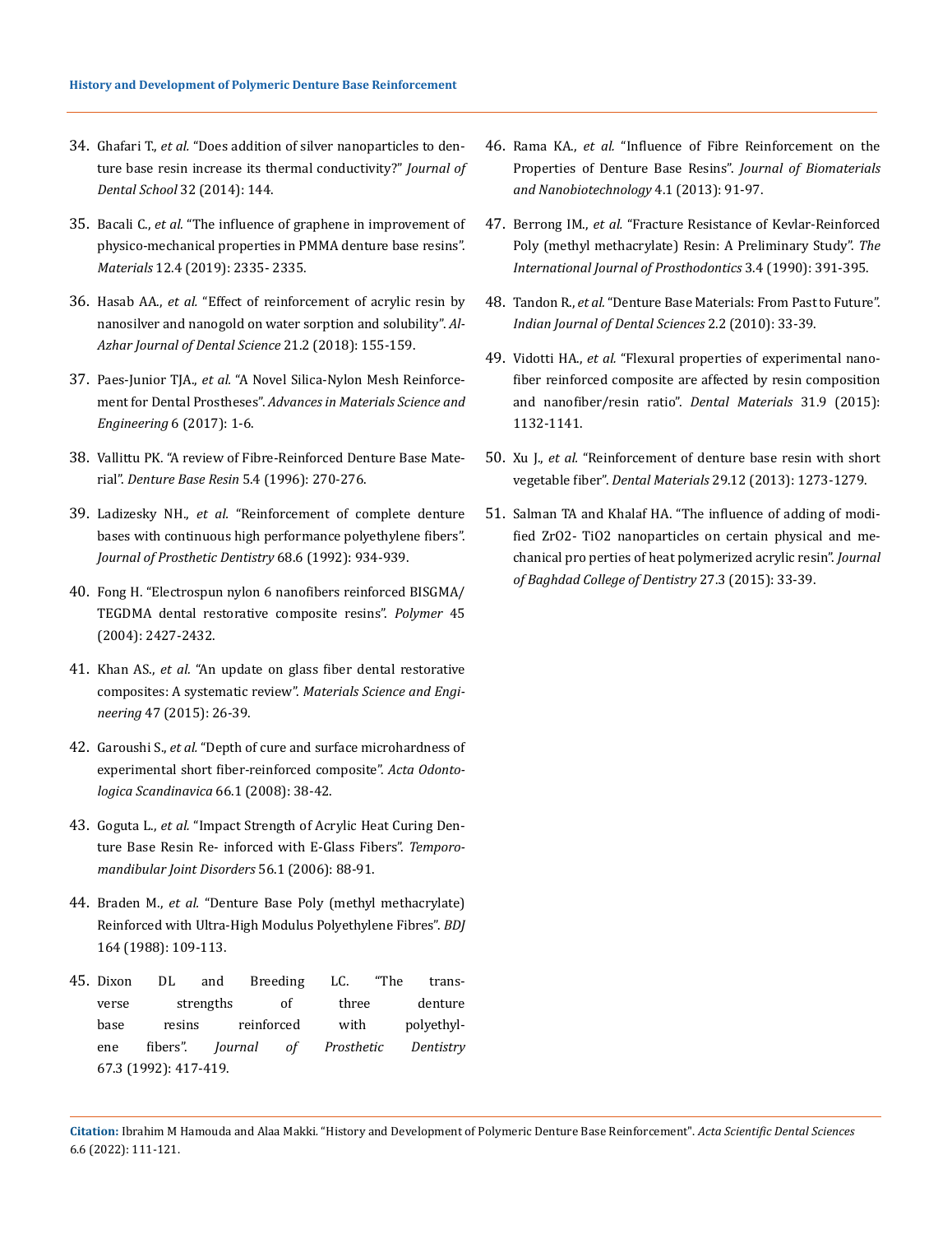34. Ghafari T., *et al.* "Does addition of silver nanoparticles to denture base resin increase its thermal conductivity?" *Journal of Dental School* 32 (2014): 144.
35. Bacali C., *et al.* "The influence of graphene in improvement of physico-mechanical properties in PMMA denture base resins". *Materials* 12.4 (2019): 2335- 2335.
36. Hasab AA., *et al.* "Effect of reinforcement of acrylic resin by nanosilver and nanogold on water sorption and solubility". *Al-Azhar Journal of Dental Science* 21.2 (2018): 155-159.
37. Paes-Junior TJA., *et al.* "A Novel Silica-Nylon Mesh Reinforcement for Dental Prostheses". *Advances in Materials Science and Engineering* 6 (2017): 1-6.
38. Vallittu PK. "A review of Fibre-Reinforced Denture Base Material". *Denture Base Resin* 5.4 (1996): 270-276.
39. Ladizesky NH., *et al.* "Reinforcement of complete denture bases with continuous high performance polyethylene fibers". *Journal of Prosthetic Dentistry* 68.6 (1992): 934-939.
40. Fong H. "Electrospun nylon 6 nanofibers reinforced BISGMA/TEGDMA dental restorative composite resins". *Polymer* 45 (2004): 2427-2432.
41. Khan AS., *et al.* "An update on glass fiber dental restorative composites: A systematic review". *Materials Science and Engineering* 47 (2015): 26-39.
42. Garoushi S., *et al.* "Depth of cure and surface microhardness of experimental short fiber-reinforced composite". *Acta Odontologica Scandinavica* 66.1 (2008): 38-42.
43. Goguta L., *et al.* "Impact Strength of Acrylic Heat Curing Denture Base Resin Re- inforced with E-Glass Fibers". *Temporomandibular Joint Disorders* 56.1 (2006): 88-91.
44. Braden M., *et al.* "Denture Base Poly (methyl methacrylate) Reinforced with Ultra-High Modulus Polyethylene Fibres". *BDJ* 164 (1988): 109-113.
45. Dixon DL and Breeding LC. "The transverse strengths of three denture base resins reinforced with polyethylene fibers". *Journal of Prosthetic Dentistry* 67.3 (1992): 417-419.
46. Rama KA., *et al.* "Influence of Fibre Reinforcement on the Properties of Denture Base Resins". *Journal of Biomaterials and Nanobiotechnology* 4.1 (2013): 91-97.
47. Berrong IM., *et al.* "Fracture Resistance of Kevlar-Reinforced Poly (methyl methacrylate) Resin: A Preliminary Study". *The International Journal of Prosthodontics* 3.4 (1990): 391-395.
48. Tandon R., *et al*. "Denture Base Materials: From Past to Future". *Indian Journal of Dental Sciences* 2.2 (2010): 33-39.
49. Vidotti HA., *et al.* "Flexural properties of experimental nanofiber reinforced composite are affected by resin composition and nanofiber/resin ratio". *Dental Materials* 31.9 (2015): 1132-1141.
50. Xu J., *et al.* "Reinforcement of denture base resin with short vegetable fiber". *Dental Materials* 29.12 (2013): 1273-1279.
51. Salman TA and Khalaf HA. "The influence of adding of modified ZrO2- TiO2 nanoparticles on certain physical and mechanical pro perties of heat polymerized acrylic resin". *Journal of Baghdad College of Dentistry* 27.3 (2015): 33-39.